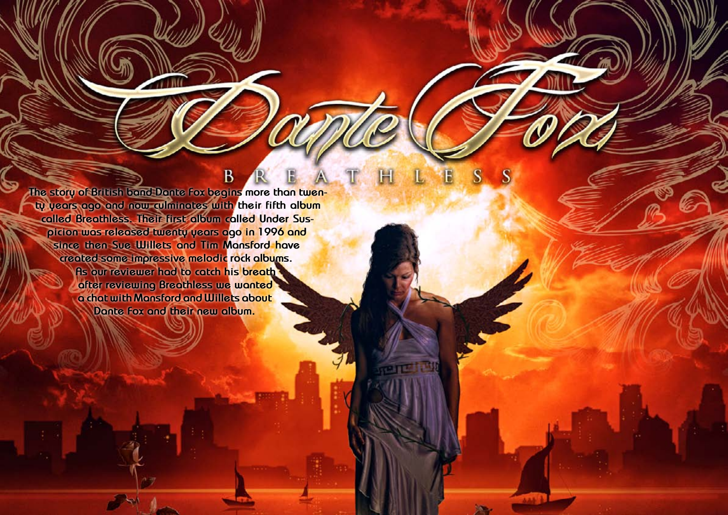# Dante Fox

## BREATHLESS

The story of British band Dante Fox begins more than twenty years ago and now culminates with their fifth album called Breathless. Their first album called Under Suspicion was released twenty years ago in 1996 and since then Sue Willets and Tim Mansford have created some impressive melodic rock albums. As our reviewer had to catch his breath after reviewing Breathless we wanted a chat with Mansford and Willets about Dante Fox and their new album.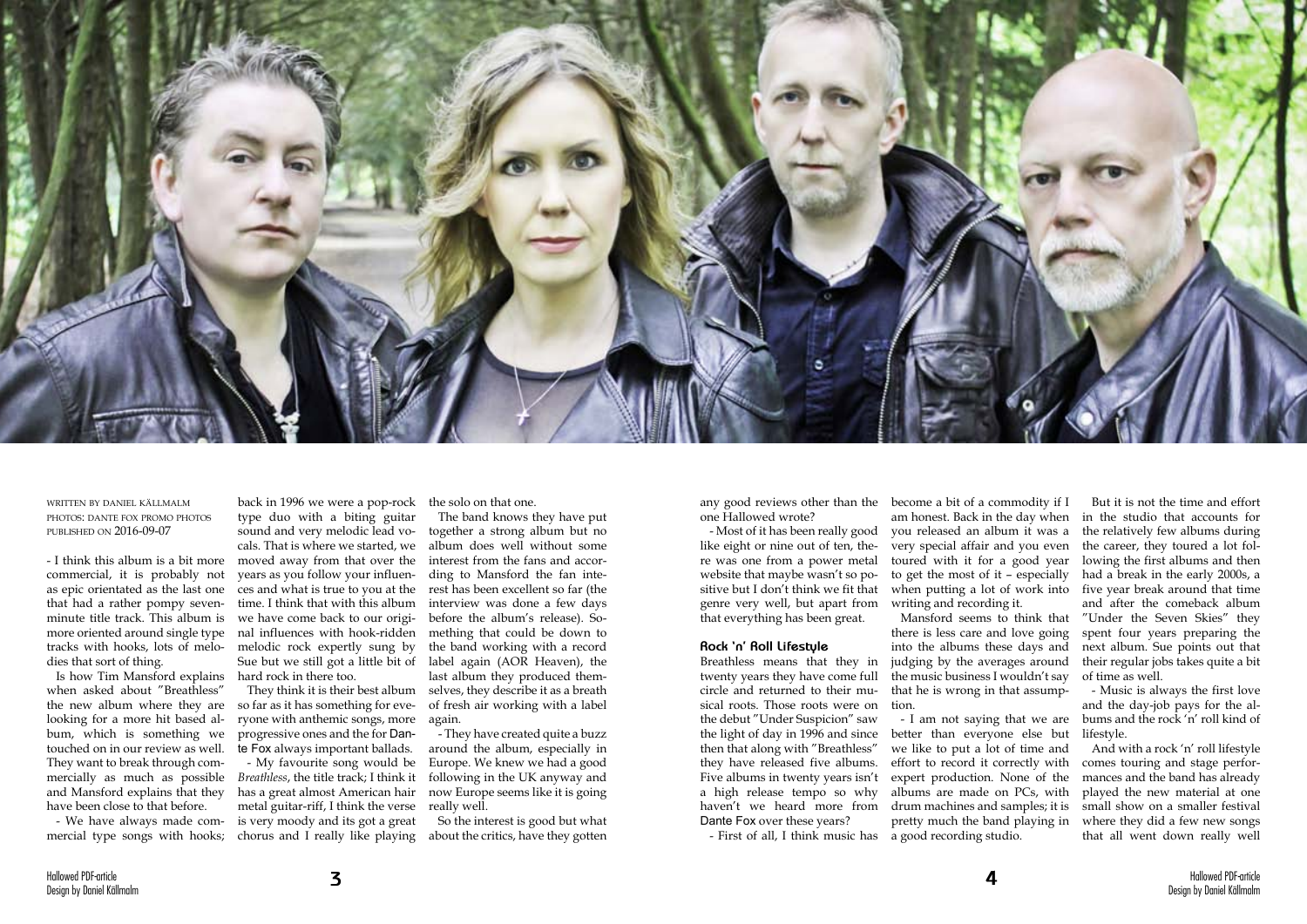WRITTEN BY DANIEL KÄLLMALM
PHOTOS: DANTE FOX PROMO PHOTOS
PUBLISHED ON 2016-09-07

- I think this album is a bit more commercial, it is probably not as epic orientated as the last one that had a rather pompy seven-minute title track. This album is more oriented around single type tracks with hooks, lots of melodies that sort of thing.

Is how Tim Mansford explains when asked about "Breathless" the new album where they are looking for a more hit based album, which is something we touched on in our review as well. They want to break through commercially as much as possible and Mansford explains that they have been close to that before.

- We have always made commercial type songs with hooks; back in 1996 we were a pop-rock type duo with a biting guitar sound and very melodic lead vocals. That is where we started, we moved away from that over the years as you follow your influences and what is true to you at the time. I think that with this album we have come back to our original influences with hook-ridden melodic rock expertly sung by Sue but we still got a little bit of hard rock in there too.

They think it is their best album so far as it has something for everyone with anthemic songs, more progressive ones and the for Dante Fox always important ballads.

- My favourite song would be *Breathless*, the title track; I think it has a great almost American hair metal guitar-riff, I think the verse is very moody and its got a great chorus and I really like playing the solo on that one.

The band knows they have put together a strong album but no album does well without some interest from the fans and according to Mansford the fan interest has been excellent so far (the interview was done a few days before the album's release). Something that could be down to the band working with a record label again (AOR Heaven), the last album they produced themselves, they describe it as a breath of fresh air working with a label again.

- They have created quite a buzz around the album, especially in Europe. We knew we had a good following in the UK anyway and now Europe seems like it is going really well.

So the interest is good but what about the critics, have they gotten any good reviews other than the one Hallowed wrote?

- Most of it has been really good like eight or nine out of ten, there was one from a power metal website that maybe wasn't so positive but I don't think we fit that genre very well, but apart from that everything has been great.

## Rock 'n' Roll Lifestyle

Breathless means that they in twenty years they have come full circle and returned to their musical roots. Those roots were on the debut "Under Suspicion" saw the light of day in 1996 and since then that along with "Breathless" they have released five albums. Five albums in twenty years isn't a high release tempo so why haven't we heard more from Dante Fox over these years?

- First of all, I think music has become a bit of a commodity if I am honest. Back in the day when you released an album it was a very special affair and you even toured with it for a good year to get the most of it – especially when putting a lot of work into writing and recording it.

Mansford seems to think that there is less care and love going into the albums these days and judging by the averages around the music business I wouldn't say that he is wrong in that assumption.

- I am not saying that we are better than everyone else but we like to put a lot of time and effort to record it correctly with expert production. None of the albums are made on PCs, with drum machines and samples; it is pretty much the band playing in a good recording studio.

But it is not the time and effort in the studio that accounts for the relatively few albums during the career, they toured a lot following the first albums and then had a break in the early 2000s, a five year break around that time and after the comeback album "Under the Seven Skies" they spent four years preparing the next album. Sue points out that their regular jobs takes quite a bit of time as well.

- Music is always the first love and the day-job pays for the albums and the rock 'n' roll kind of lifestyle.

And with a rock 'n' roll lifestyle comes touring and stage performances and the band has already played the new material at one small show on a smaller festival where they did a few new songs that all went down really well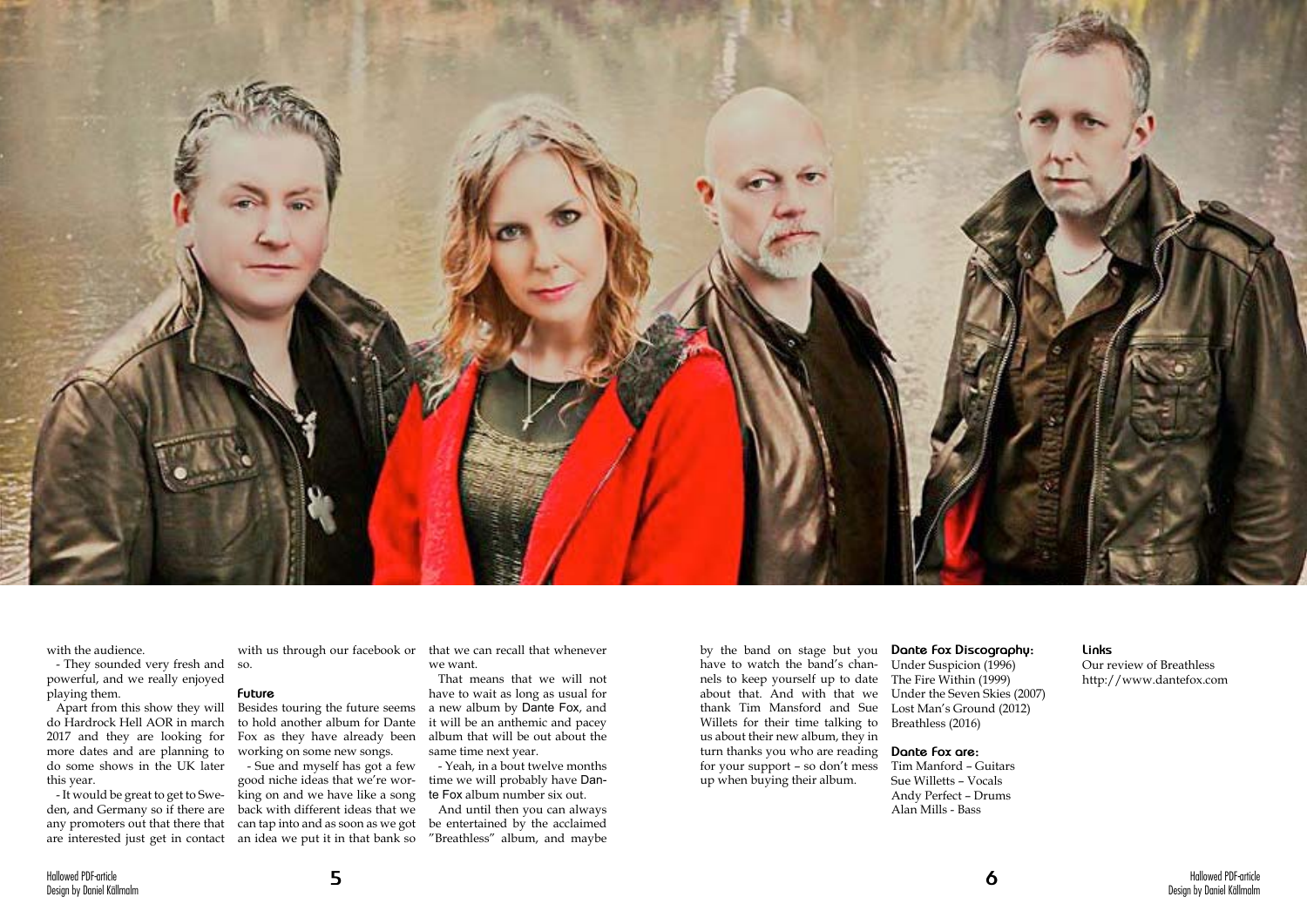with the audience.

- They sounded very fresh and powerful, and we really enjoyed playing them.

Apart from this show they will do Hardrock Hell AOR in march 2017 and they are looking for more dates and are planning to do some shows in the UK later this year.

- It would be great to get to Sweden, and Germany so if there are any promoters out that there that are interested just get in contact with us through our facebook or so.

### Future

Besides touring the future seems to hold another album for Dante Fox as they have already been working on some new songs.

- Sue and myself has got a few good niche ideas that we're working on and we have like a song back with different ideas that we can tap into and as soon as we got an idea we put it in that bank so that we can recall that whenever we want.

That means that we will not have to wait as long as usual for a new album by Dante Fox, and it will be an anthemic and pacey album that will be out about the same time next year.

- Yeah, in a bout twelve months time we will probably have Dante Fox album number six out.

And until then you can always be entertained by the acclaimed "Breathless" album, and maybe by the band on stage but you have to watch the band's channels to keep yourself up to date about that. And with that we thank Tim Mansford and Sue Willets for their time talking to us about their new album, they in turn thanks you who are reading for your support – so don't mess up when buying their album.

### Dante Fox Discography:

Under Suspicion (1996)
The Fire Within (1999)
Under the Seven Skies (2007)
Lost Man's Ground (2012)
Breathless (2016)

### Dante Fox are:

Tim Manford – Guitars
Sue Willetts – Vocals
Andy Perfect – Drums
Alan Mills - Bass

### Links

Our review of Breathless
http://www.dantefox.com